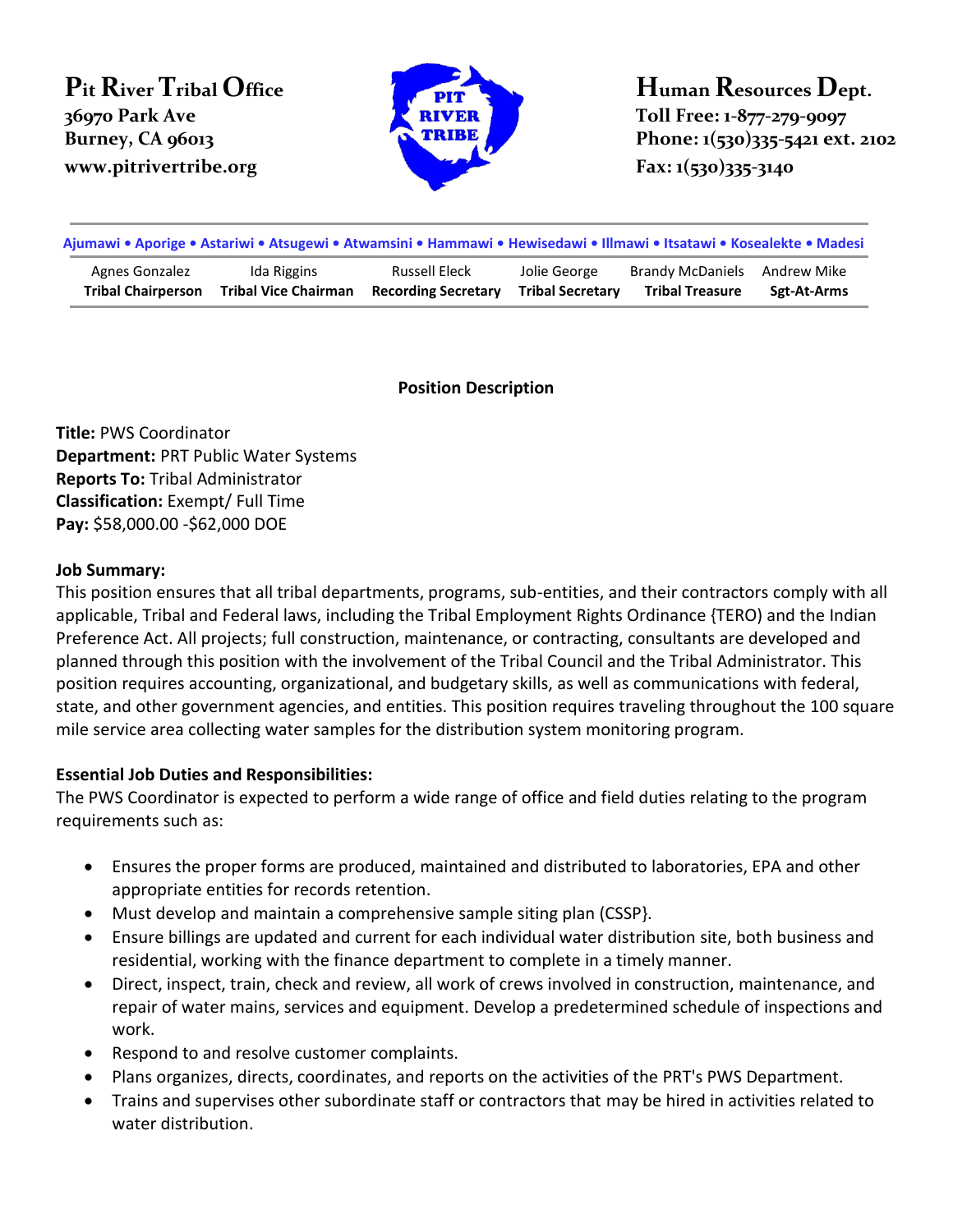**Pit River Tribal Office**
36970 Park Ave
Burney, CA 96013
www.pitrivertribe.org

**Human Resources Dept.**
Toll Free: 1-877-279-9097
Phone: 1(530)335-5421 ext. 2102
Fax: 1(530)335-3140

Ajumawi • Aporige • Astariwi • Atsugewi • Atwamsini • Hammawi • Hewisedawi • Illmawi • Itsatawi • Kosealekte • Madesi

| Agnes Gonzalez | Ida Riggins | Russell Eleck | Jolie George | Brandy McDaniels | Andrew Mike |
|---|---|---|---|---|---|
| **Tribal Chairperson** | **Tribal Vice Chairman** | **Recording Secretary** | **Tribal Secretary** | **Tribal Treasure** | **Sgt-At-Arms** |

## Position Description

**Title:** PWS Coordinator
**Department:** PRT Public Water Systems
**Reports To:** Tribal Administrator
**Classification:** Exempt/ Full Time
**Pay:** $58,000.00 -$62,000 DOE

**Job Summary:**
This position ensures that all tribal departments, programs, sub-entities, and their contractors comply with all applicable, Tribal and Federal laws, including the Tribal Employment Rights Ordinance {TERO) and the Indian Preference Act. All projects; full construction, maintenance, or contracting, consultants are developed and planned through this position with the involvement of the Tribal Council and the Tribal Administrator. This position requires accounting, organizational, and budgetary skills, as well as communications with federal, state, and other government agencies, and entities. This position requires traveling throughout the 100 square mile service area collecting water samples for the distribution system monitoring program.

**Essential Job Duties and Responsibilities:**
The PWS Coordinator is expected to perform a wide range of office and field duties relating to the program requirements such as:

- Ensures the proper forms are produced, maintained and distributed to laboratories, EPA and other appropriate entities for records retention.
- Must develop and maintain a comprehensive sample siting plan (CSSP}.
- Ensure billings are updated and current for each individual water distribution site, both business and residential, working with the finance department to complete in a timely manner.
- Direct, inspect, train, check and review, all work of crews involved in construction, maintenance, and repair of water mains, services and equipment. Develop a predetermined schedule of inspections and work.
- Respond to and resolve customer complaints.
- Plans organizes, directs, coordinates, and reports on the activities of the PRT's PWS Department.
- Trains and supervises other subordinate staff or contractors that may be hired in activities related to water distribution.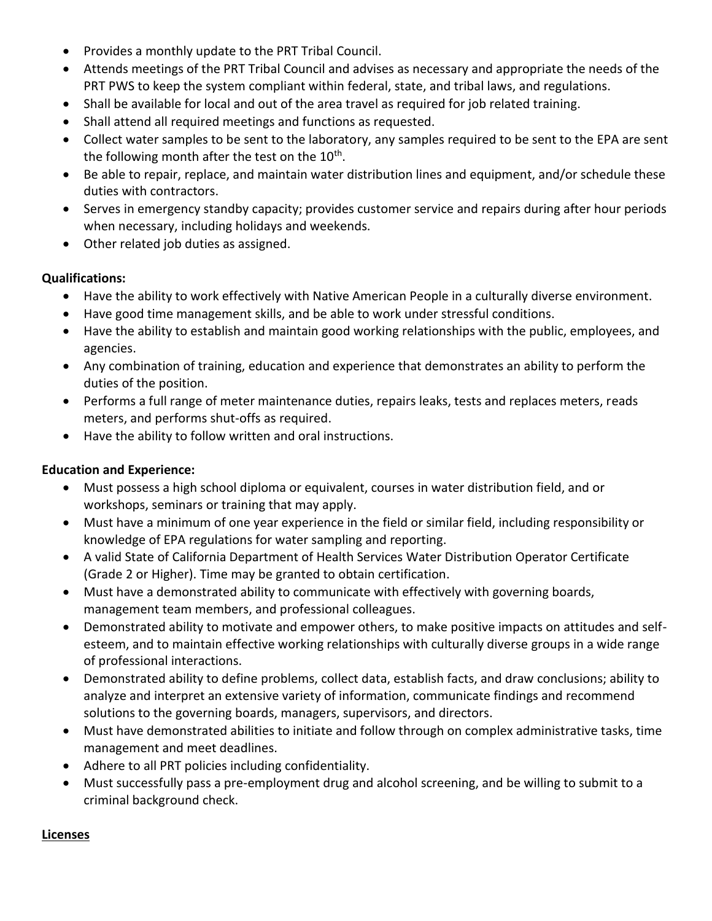- Provides a monthly update to the PRT Tribal Council.
- Attends meetings of the PRT Tribal Council and advises as necessary and appropriate the needs of the PRT PWS to keep the system compliant within federal, state, and tribal laws, and regulations.
- Shall be available for local and out of the area travel as required for job related training.
- Shall attend all required meetings and functions as requested.
- Collect water samples to be sent to the laboratory, any samples required to be sent to the EPA are sent the following month after the test on the 10th.
- Be able to repair, replace, and maintain water distribution lines and equipment, and/or schedule these duties with contractors.
- Serves in emergency standby capacity; provides customer service and repairs during after hour periods when necessary, including holidays and weekends.
- Other related job duties as assigned.

**Qualifications:**

- Have the ability to work effectively with Native American People in a culturally diverse environment.
- Have good time management skills, and be able to work under stressful conditions.
- Have the ability to establish and maintain good working relationships with the public, employees, and agencies.
- Any combination of training, education and experience that demonstrates an ability to perform the duties of the position.
- Performs a full range of meter maintenance duties, repairs leaks, tests and replaces meters, reads meters, and performs shut-offs as required.
- Have the ability to follow written and oral instructions.

**Education and Experience:**

- Must possess a high school diploma or equivalent, courses in water distribution field, and or workshops, seminars or training that may apply.
- Must have a minimum of one year experience in the field or similar field, including responsibility or knowledge of EPA regulations for water sampling and reporting.
- A valid State of California Department of Health Services Water Distribution Operator Certificate (Grade 2 or Higher). Time may be granted to obtain certification.
- Must have a demonstrated ability to communicate with effectively with governing boards, management team members, and professional colleagues.
- Demonstrated ability to motivate and empower others, to make positive impacts on attitudes and self-esteem, and to maintain effective working relationships with culturally diverse groups in a wide range of professional interactions.
- Demonstrated ability to define problems, collect data, establish facts, and draw conclusions; ability to analyze and interpret an extensive variety of information, communicate findings and recommend solutions to the governing boards, managers, supervisors, and directors.
- Must have demonstrated abilities to initiate and follow through on complex administrative tasks, time management and meet deadlines.
- Adhere to all PRT policies including confidentiality.
- Must successfully pass a pre-employment drug and alcohol screening, and be willing to submit to a criminal background check.

**Licenses**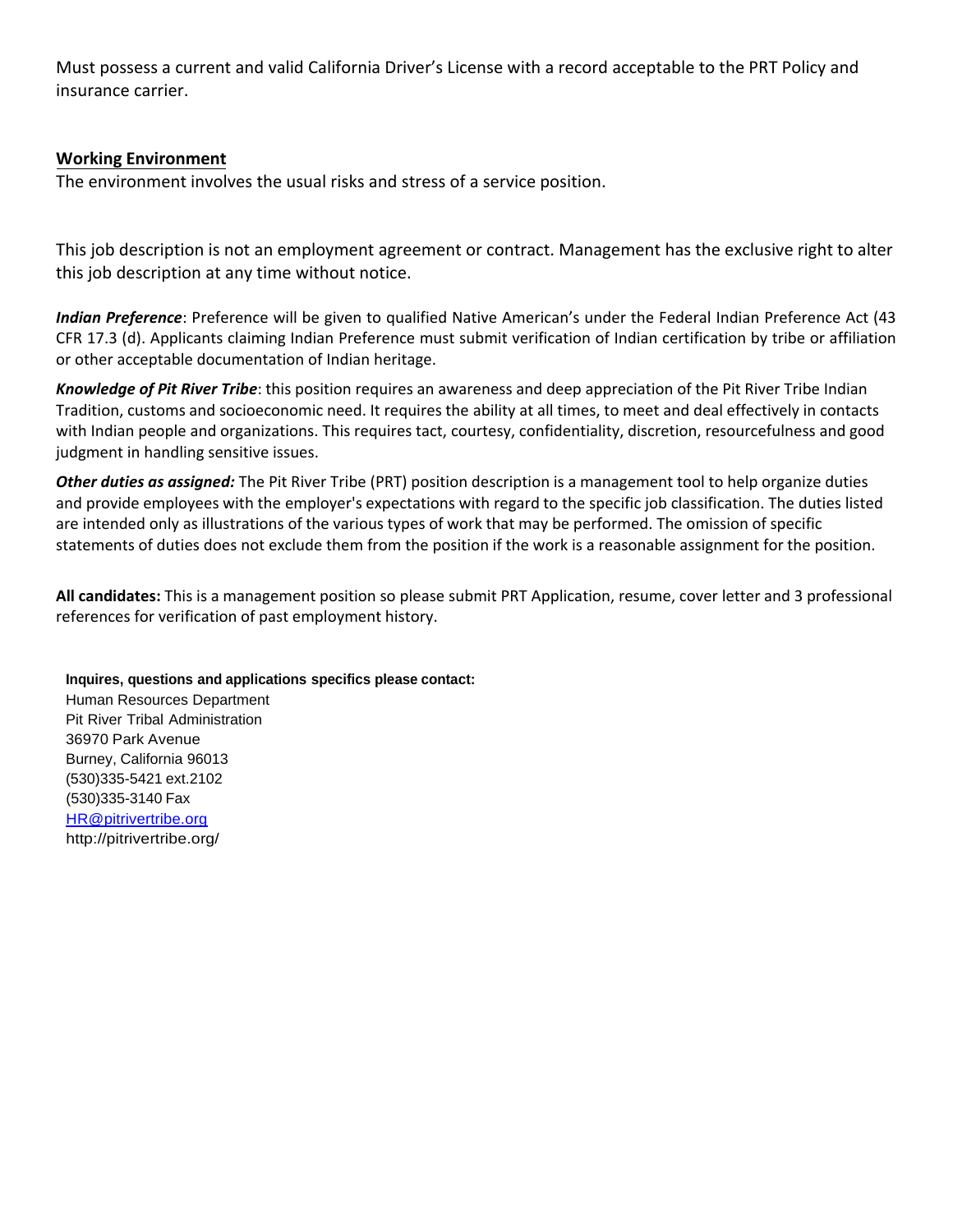Must possess a current and valid California Driver's License with a record acceptable to the PRT Policy and insurance carrier.

## Working Environment

The environment involves the usual risks and stress of a service position.

This job description is not an employment agreement or contract. Management has the exclusive right to alter this job description at any time without notice.

***Indian Preference***: Preference will be given to qualified Native American's under the Federal Indian Preference Act (43 CFR 17.3 (d). Applicants claiming Indian Preference must submit verification of Indian certification by tribe or affiliation or other acceptable documentation of Indian heritage.

***Knowledge of Pit River Tribe***: this position requires an awareness and deep appreciation of the Pit River Tribe Indian Tradition, customs and socioeconomic need. It requires the ability at all times, to meet and deal effectively in contacts with Indian people and organizations. This requires tact, courtesy, confidentiality, discretion, resourcefulness and good judgment in handling sensitive issues.

***Other duties as assigned:*** The Pit River Tribe (PRT) position description is a management tool to help organize duties and provide employees with the employer's expectations with regard to the specific job classification. The duties listed are intended only as illustrations of the various types of work that may be performed. The omission of specific statements of duties does not exclude them from the position if the work is a reasonable assignment for the position.

**All candidates:** This is a management position so please submit PRT Application, resume, cover letter and 3 professional references for verification of past employment history.

**Inquires, questions and applications specifics please contact:**
Human Resources Department
Pit River Tribal Administration
36970 Park Avenue
Burney, California 96013
(530)335-5421 ext.2102
(530)335-3140 Fax
HR@pitrivertribe.org
http://pitrivertribe.org/